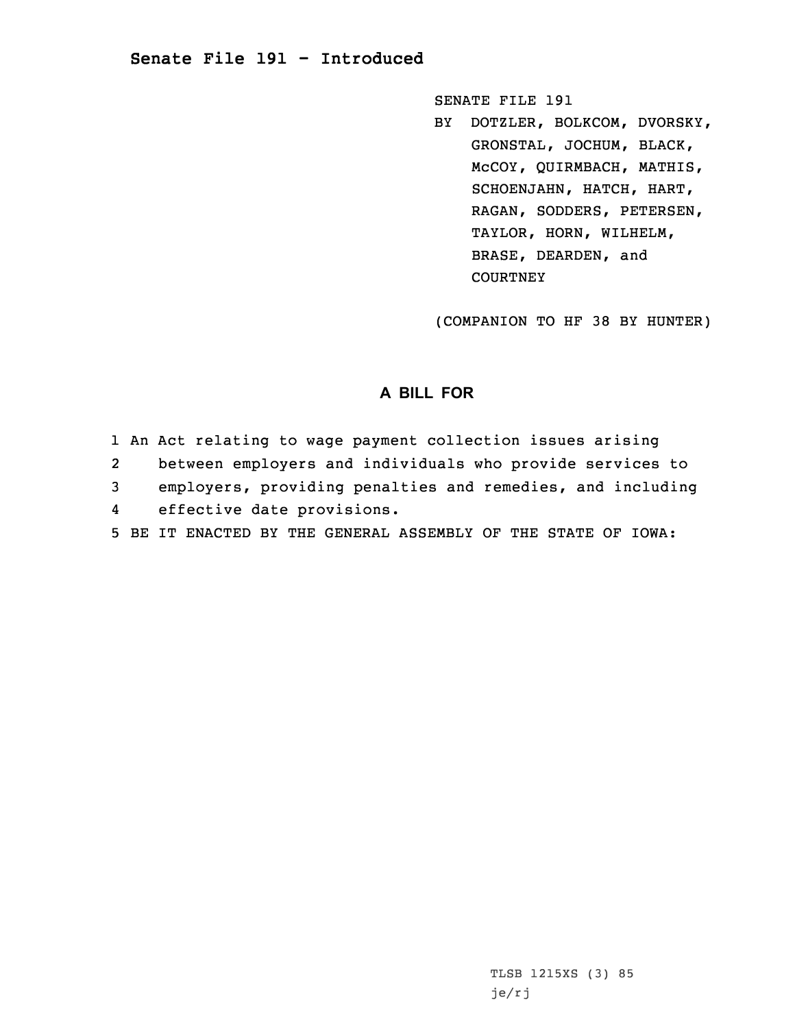# Senate File 191 - Introduced

SENATE FILE 191
BY DOTZLER, BOLKCOM, DVORSKY, GRONSTAL, JOCHUM, BLACK, McCOY, QUIRMBACH, MATHIS, SCHOENJAHN, HATCH, HART, RAGAN, SODDERS, PETERSEN, TAYLOR, HORN, WILHELM, BRASE, DEARDEN, and COURTNEY

(COMPANION TO HF 38 BY HUNTER)

## A BILL FOR

1 An Act relating to wage payment collection issues arising
2 between employers and individuals who provide services to
3 employers, providing penalties and remedies, and including
4 effective date provisions.
5 BE IT ENACTED BY THE GENERAL ASSEMBLY OF THE STATE OF IOWA:

TLSB 1215XS (3) 85
je/rj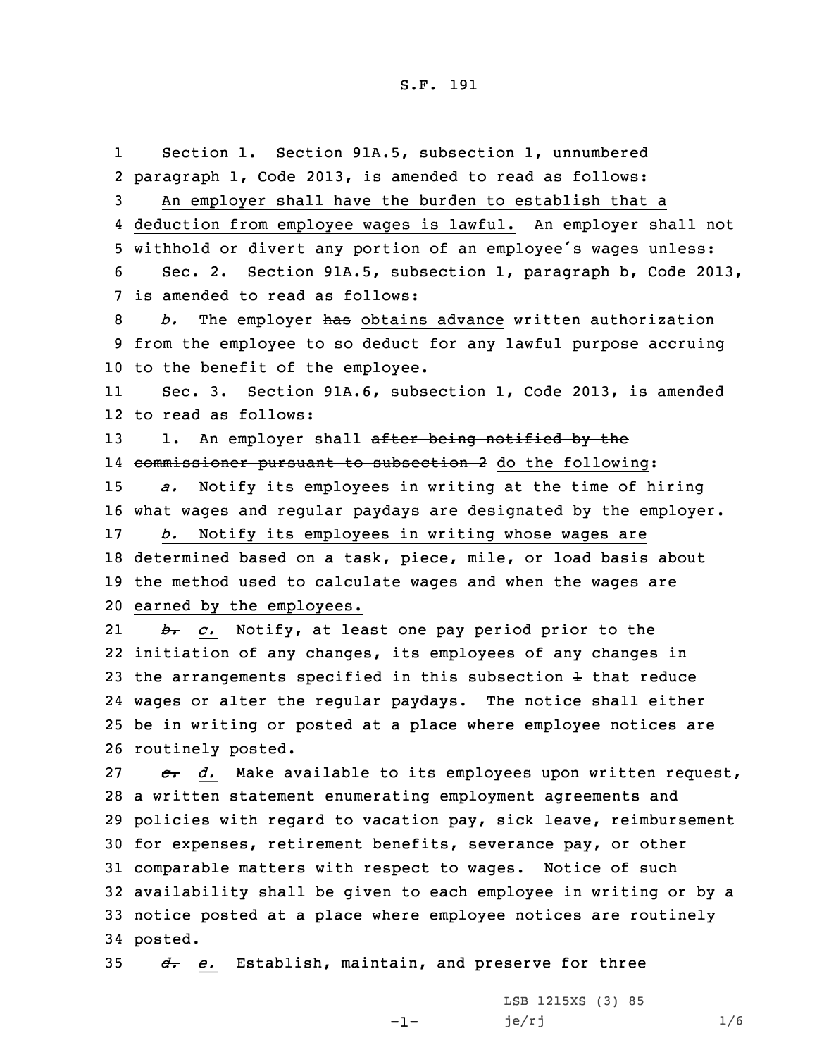S.F. 191

1 Section 1. Section 91A.5, subsection 1, unnumbered
2 paragraph 1, Code 2013, is amended to read as follows:
3 An employer shall have the burden to establish that a
4 deduction from employee wages is lawful. An employer shall not
5 withhold or divert any portion of an employee's wages unless:
6 Sec. 2. Section 91A.5, subsection 1, paragraph b, Code 2013,
7 is amended to read as follows:
8 *b.* The employer ~~has~~ obtains advance written authorization
9 from the employee to so deduct for any lawful purpose accruing
10 to the benefit of the employee.
11 Sec. 3. Section 91A.6, subsection 1, Code 2013, is amended
12 to read as follows:
13 1. An employer shall ~~after being notified by the~~
14 ~~commissioner pursuant to subsection 2~~ do the following:
15 *a.* Notify its employees in writing at the time of hiring
16 what wages and regular paydays are designated by the employer.
17 *b.* Notify its employees in writing whose wages are
18 determined based on a task, piece, mile, or load basis about
19 the method used to calculate wages and when the wages are
20 earned by the employees.
21 ~~*b.*~~ *c.* Notify, at least one pay period prior to the
22 initiation of any changes, its employees of any changes in
23 the arrangements specified in this subsection ~~1~~ that reduce
24 wages or alter the regular paydays. The notice shall either
25 be in writing or posted at a place where employee notices are
26 routinely posted.
27 ~~*c.*~~ *d.* Make available to its employees upon written request,
28 a written statement enumerating employment agreements and
29 policies with regard to vacation pay, sick leave, reimbursement
30 for expenses, retirement benefits, severance pay, or other
31 comparable matters with respect to wages. Notice of such
32 availability shall be given to each employee in writing or by a
33 notice posted at a place where employee notices are routinely
34 posted.
35 ~~*d.*~~ *e.* Establish, maintain, and preserve for three

LSB 1215XS (3) 85
je/rj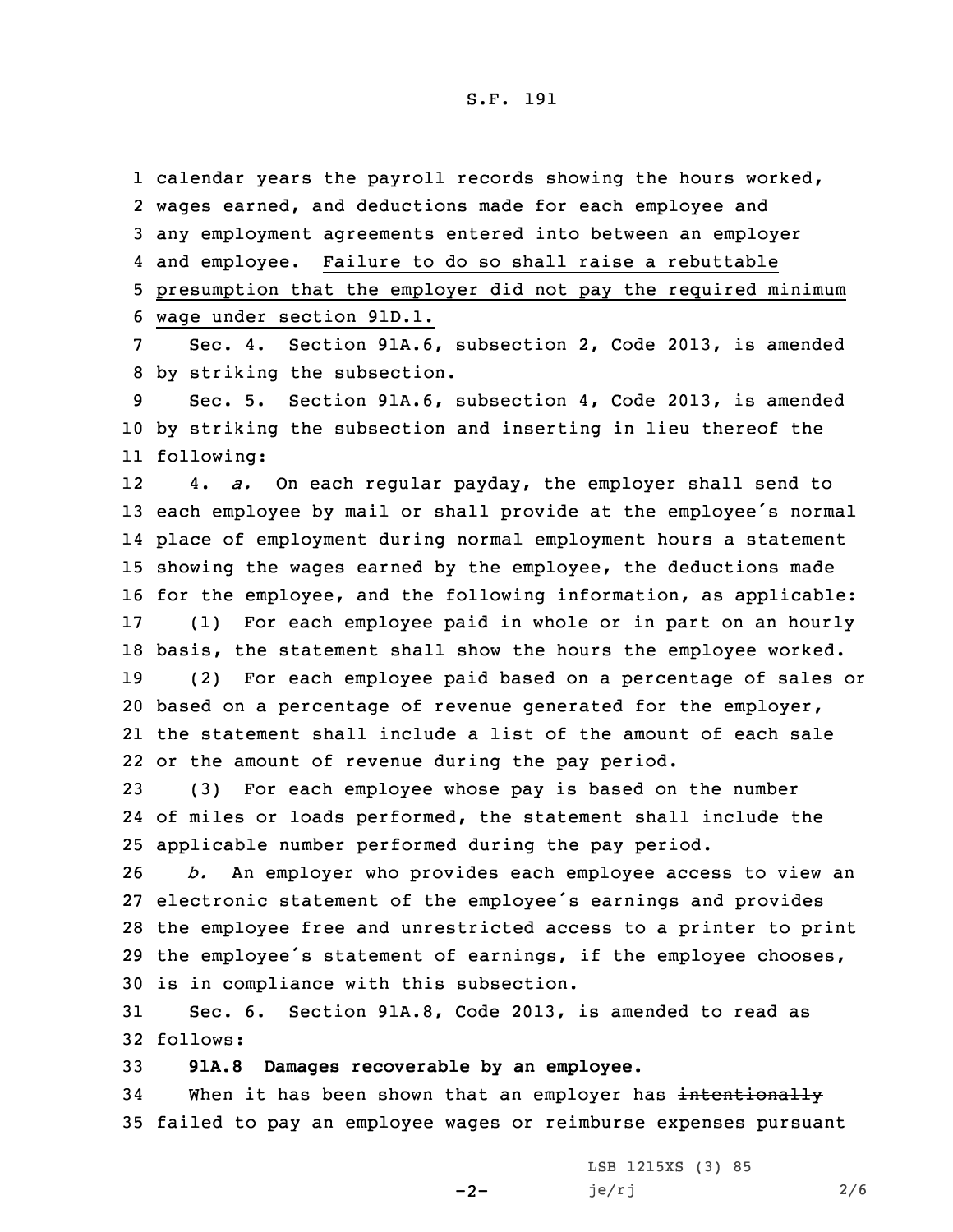calendar years the payroll records showing the hours worked, wages earned, and deductions made for each employee and any employment agreements entered into between an employer and employee. <u>Failure to do so shall raise a rebuttable presumption that the employer did not pay the required minimum wage under section 91D.1.</u>

Sec. 4. Section 91A.6, subsection 2, Code 2013, is amended by striking the subsection.

Sec. 5. Section 91A.6, subsection 4, Code 2013, is amended by striking the subsection and inserting in lieu thereof the following:

4. *a.* On each regular payday, the employer shall send to each employee by mail or shall provide at the employee's normal place of employment during normal employment hours a statement showing the wages earned by the employee, the deductions made for the employee, and the following information, as applicable:

(1) For each employee paid in whole or in part on an hourly basis, the statement shall show the hours the employee worked.

(2) For each employee paid based on a percentage of sales or based on a percentage of revenue generated for the employer, the statement shall include a list of the amount of each sale or the amount of revenue during the pay period.

(3) For each employee whose pay is based on the number of miles or loads performed, the statement shall include the applicable number performed during the pay period.

*b.* An employer who provides each employee access to view an electronic statement of the employee's earnings and provides the employee free and unrestricted access to a printer to print the employee's statement of earnings, if the employee chooses, is in compliance with this subsection.

Sec. 6. Section 91A.8, Code 2013, is amended to read as follows:

**91A.8 Damages recoverable by an employee.**

When it has been shown that an employer has ~~intentionally~~ failed to pay an employee wages or reimburse expenses pursuant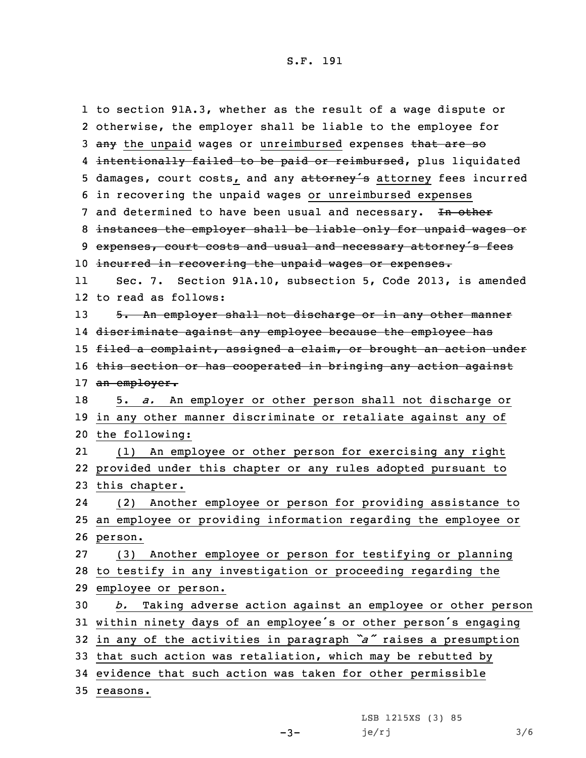to section 91A.3, whether as the result of a wage dispute or otherwise, the employer shall be liable to the employee for ~~any~~ the unpaid wages or unreimbursed expenses ~~that are so intentionally failed to be paid or reimbursed~~, plus liquidated damages, court costs, and any ~~attorney's~~ attorney fees incurred in recovering the unpaid wages or unreimbursed expenses and determined to have been usual and necessary. ~~In other instances the employer shall be liable only for unpaid wages or expenses, court costs and usual and necessary attorney's fees incurred in recovering the unpaid wages or expenses.~~

Sec. 7. Section 91A.10, subsection 5, Code 2013, is amended to read as follows:

~~5. An employer shall not discharge or in any other manner discriminate against any employee because the employee has filed a complaint, assigned a claim, or brought an action under this section or has cooperated in bringing any action against an employer.~~

5. *a.* An employer or other person shall not discharge or in any other manner discriminate or retaliate against any of the following:

(1) An employee or other person for exercising any right provided under this chapter or any rules adopted pursuant to this chapter.

(2) Another employee or person for providing assistance to an employee or providing information regarding the employee or person.

(3) Another employee or person for testifying or planning to testify in any investigation or proceeding regarding the employee or person.

*b.* Taking adverse action against an employee or other person within ninety days of an employee's or other person's engaging in any of the activities in paragraph *"a"* raises a presumption that such action was retaliation, which may be rebutted by evidence that such action was taken for other permissible reasons.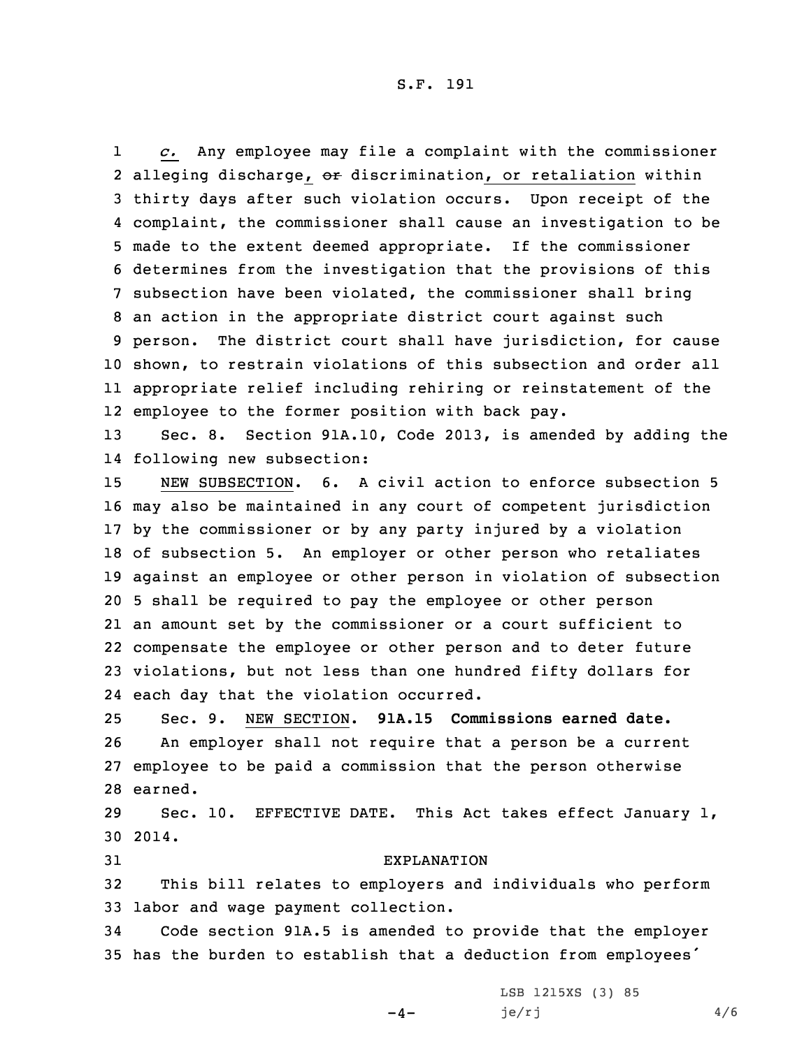*c.* Any employee may file a complaint with the commissioner alleging discharge, ~~or~~ discrimination, or retaliation within thirty days after such violation occurs. Upon receipt of the complaint, the commissioner shall cause an investigation to be made to the extent deemed appropriate. If the commissioner determines from the investigation that the provisions of this subsection have been violated, the commissioner shall bring an action in the appropriate district court against such person. The district court shall have jurisdiction, for cause shown, to restrain violations of this subsection and order all appropriate relief including rehiring or reinstatement of the employee to the former position with back pay.

Sec. 8. Section 91A.10, Code 2013, is amended by adding the following new subsection:

NEW SUBSECTION. 6. A civil action to enforce subsection 5 may also be maintained in any court of competent jurisdiction by the commissioner or by any party injured by a violation of subsection 5. An employer or other person who retaliates against an employee or other person in violation of subsection 5 shall be required to pay the employee or other person an amount set by the commissioner or a court sufficient to compensate the employee or other person and to deter future violations, but not less than one hundred fifty dollars for each day that the violation occurred.

Sec. 9. NEW SECTION. **91A.15 Commissions earned date.**

An employer shall not require that a person be a current employee to be paid a commission that the person otherwise earned.

Sec. 10. EFFECTIVE DATE. This Act takes effect January 1, 2014.

EXPLANATION

This bill relates to employers and individuals who perform labor and wage payment collection.

Code section 91A.5 is amended to provide that the employer has the burden to establish that a deduction from employees'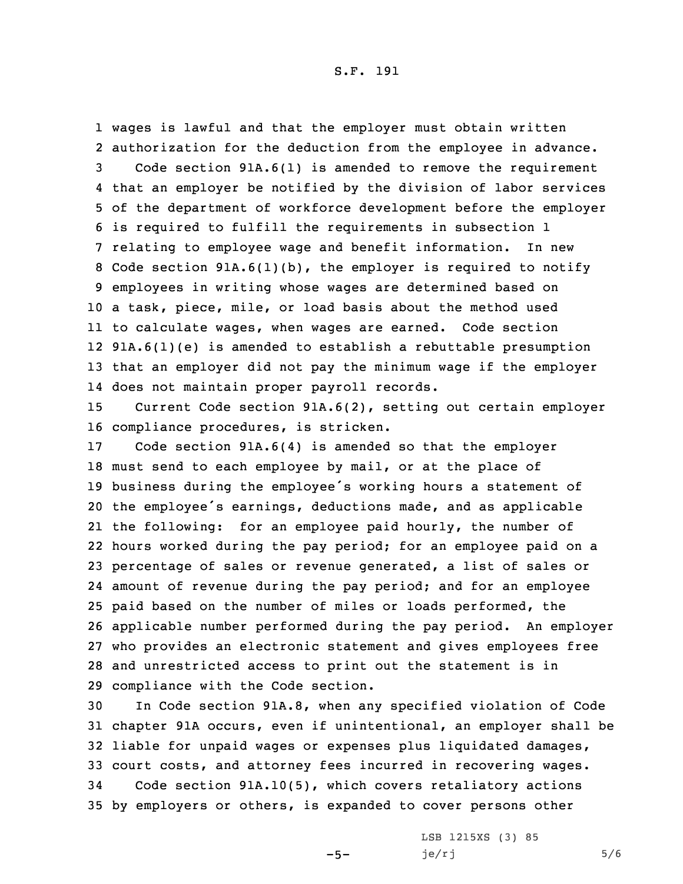wages is lawful and that the employer must obtain written authorization for the deduction from the employee in advance.

Code section 91A.6(1) is amended to remove the requirement that an employer be notified by the division of labor services of the department of workforce development before the employer is required to fulfill the requirements in subsection 1 relating to employee wage and benefit information. In new Code section 91A.6(1)(b), the employer is required to notify employees in writing whose wages are determined based on a task, piece, mile, or load basis about the method used to calculate wages, when wages are earned. Code section 91A.6(1)(e) is amended to establish a rebuttable presumption that an employer did not pay the minimum wage if the employer does not maintain proper payroll records.

Current Code section 91A.6(2), setting out certain employer compliance procedures, is stricken.

Code section 91A.6(4) is amended so that the employer must send to each employee by mail, or at the place of business during the employee's working hours a statement of the employee's earnings, deductions made, and as applicable the following: for an employee paid hourly, the number of hours worked during the pay period; for an employee paid on a percentage of sales or revenue generated, a list of sales or amount of revenue during the pay period; and for an employee paid based on the number of miles or loads performed, the applicable number performed during the pay period. An employer who provides an electronic statement and gives employees free and unrestricted access to print out the statement is in compliance with the Code section.

In Code section 91A.8, when any specified violation of Code chapter 91A occurs, even if unintentional, an employer shall be liable for unpaid wages or expenses plus liquidated damages, court costs, and attorney fees incurred in recovering wages.

Code section 91A.10(5), which covers retaliatory actions by employers or others, is expanded to cover persons other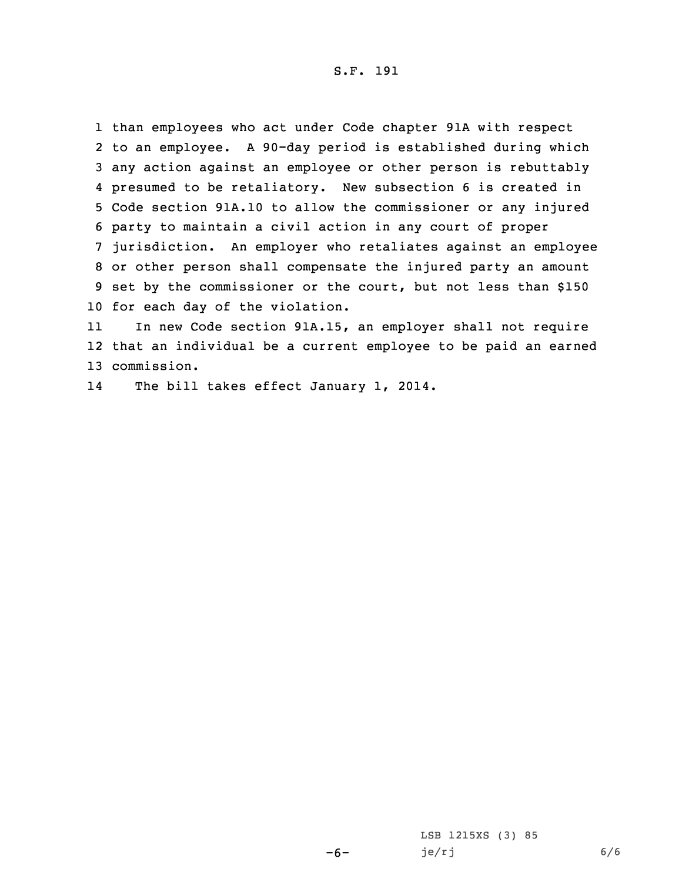than employees who act under Code chapter 91A with respect to an employee. A 90-day period is established during which any action against an employee or other person is rebuttably presumed to be retaliatory. New subsection 6 is created in Code section 91A.10 to allow the commissioner or any injured party to maintain a civil action in any court of proper jurisdiction. An employer who retaliates against an employee or other person shall compensate the injured party an amount set by the commissioner or the court, but not less than $150 for each day of the violation.

In new Code section 91A.15, an employer shall not require that an individual be a current employee to be paid an earned commission.

The bill takes effect January 1, 2014.

LSB 1215XS (3) 85
je/rj